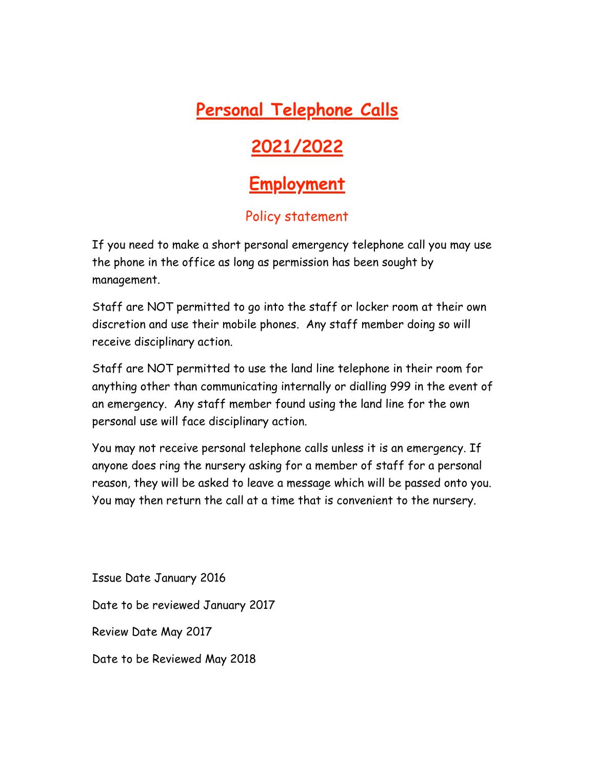# Personal Telephone Calls

# 2021/2022

# Employment

## Policy statement

If you need to make a short personal emergency telephone call you may use the phone in the office as long as permission has been sought by management.

Staff are NOT permitted to go into the staff or locker room at their own discretion and use their mobile phones. Any staff member doing so will receive disciplinary action.

Staff are NOT permitted to use the land line telephone in their room for anything other than communicating internally or dialling 999 in the event of an emergency. Any staff member found using the land line for the own personal use will face disciplinary action.

You may not receive personal telephone calls unless it is an emergency. If anyone does ring the nursery asking for a member of staff for a personal reason, they will be asked to leave a message which will be passed onto you. You may then return the call at a time that is convenient to the nursery.

Issue Date January 2016

Date to be reviewed January 2017

Review Date May 2017

Date to be Reviewed May 2018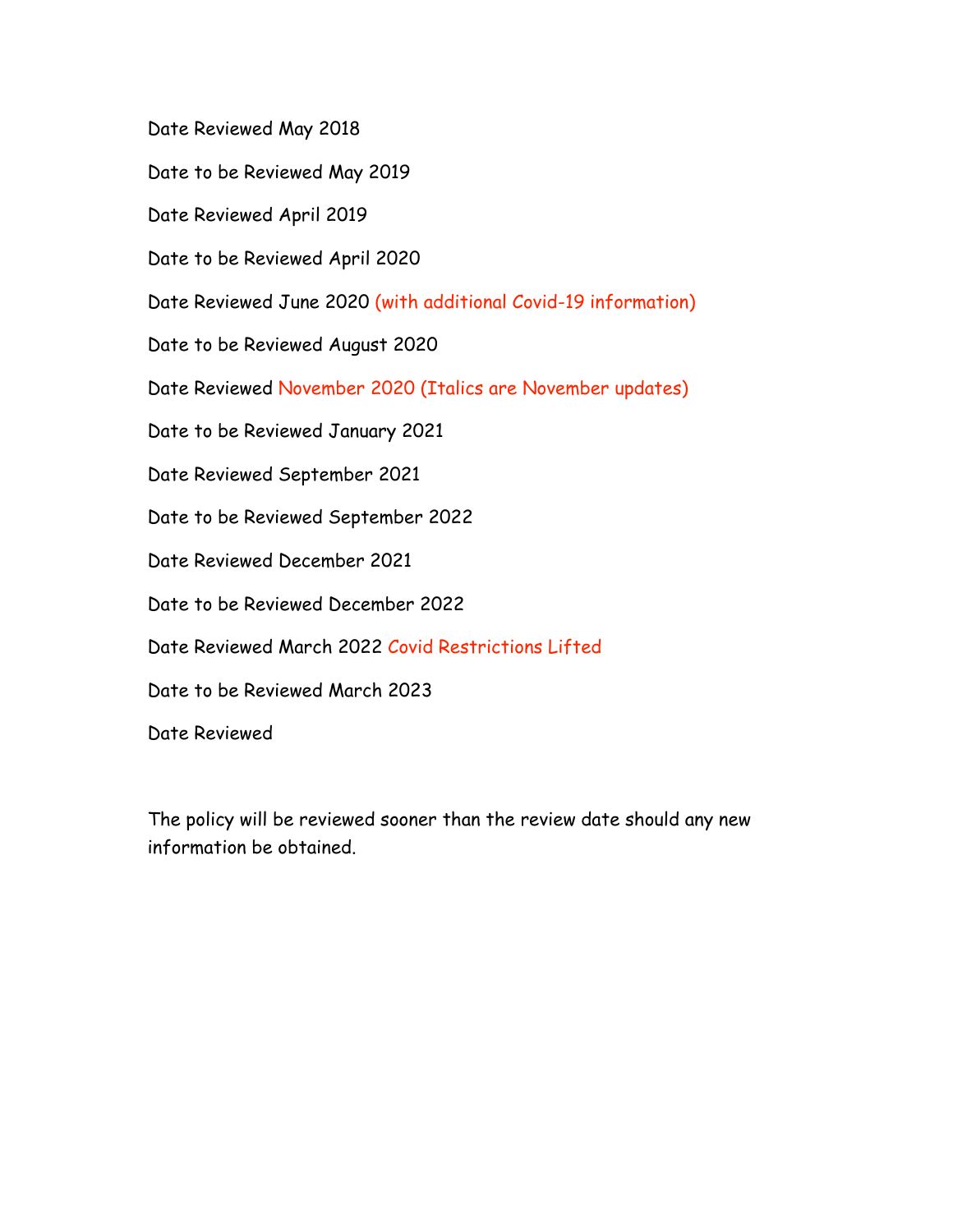Date Reviewed May 2018

Date to be Reviewed May 2019

Date Reviewed April 2019

Date to be Reviewed April 2020

Date Reviewed June 2020 (with additional Covid-19 information)

Date to be Reviewed August 2020

Date Reviewed November 2020 (Italics are November updates)

Date to be Reviewed January 2021

Date Reviewed September 2021

Date to be Reviewed September 2022

Date Reviewed December 2021

Date to be Reviewed December 2022

Date Reviewed March 2022 Covid Restrictions Lifted

Date to be Reviewed March 2023

Date Reviewed

The policy will be reviewed sooner than the review date should any new information be obtained.